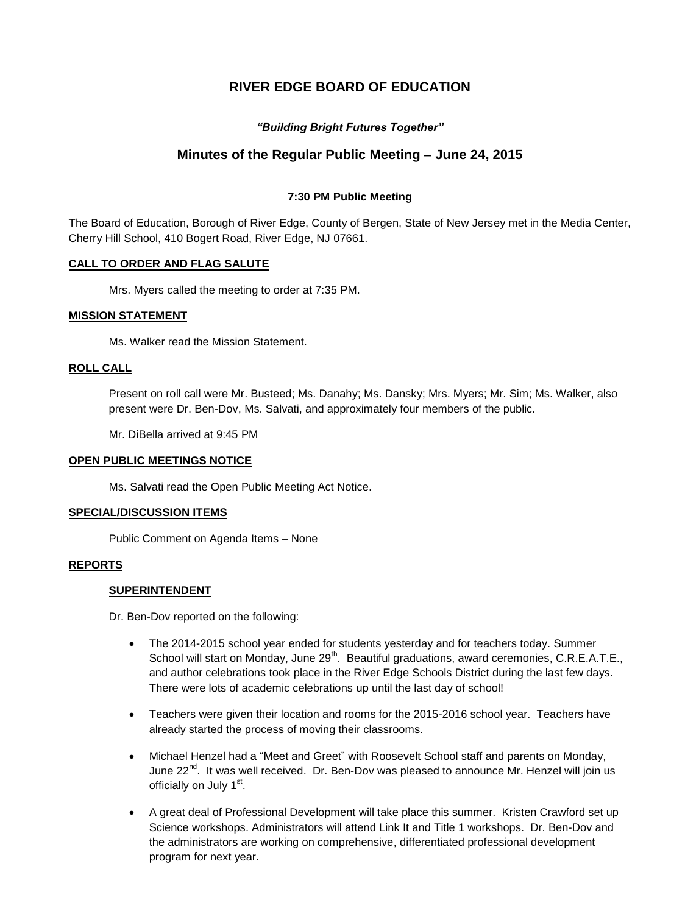# RIVER EDGE BOARD OF EDUCATION

***"Building Bright Futures Together"***

## Minutes of the Regular Public Meeting – June 24, 2015

**7:30 PM Public Meeting**

The Board of Education, Borough of River Edge, County of Bergen, State of New Jersey met in the Media Center, Cherry Hill School, 410 Bogert Road, River Edge, NJ 07661.

**CALL TO ORDER AND FLAG SALUTE**

Mrs. Myers called the meeting to order at 7:35 PM.

**MISSION STATEMENT**

Ms. Walker read the Mission Statement.

**ROLL CALL**

Present on roll call were Mr. Busteed; Ms. Danahy; Ms. Dansky; Mrs. Myers; Mr. Sim; Ms. Walker, also present were Dr. Ben-Dov, Ms. Salvati, and approximately four members of the public.

Mr. DiBella arrived at 9:45 PM

**OPEN PUBLIC MEETINGS NOTICE**

Ms. Salvati read the Open Public Meeting Act Notice.

**SPECIAL/DISCUSSION ITEMS**

Public Comment on Agenda Items – None

**REPORTS**

**SUPERINTENDENT**

Dr. Ben-Dov reported on the following:

- The 2014-2015 school year ended for students yesterday and for teachers today. Summer School will start on Monday, June 29th. Beautiful graduations, award ceremonies, C.R.E.A.T.E., and author celebrations took place in the River Edge Schools District during the last few days. There were lots of academic celebrations up until the last day of school!
- Teachers were given their location and rooms for the 2015-2016 school year. Teachers have already started the process of moving their classrooms.
- Michael Henzel had a "Meet and Greet" with Roosevelt School staff and parents on Monday, June 22nd. It was well received. Dr. Ben-Dov was pleased to announce Mr. Henzel will join us officially on July 1st.
- A great deal of Professional Development will take place this summer. Kristen Crawford set up Science workshops. Administrators will attend Link It and Title 1 workshops. Dr. Ben-Dov and the administrators are working on comprehensive, differentiated professional development program for next year.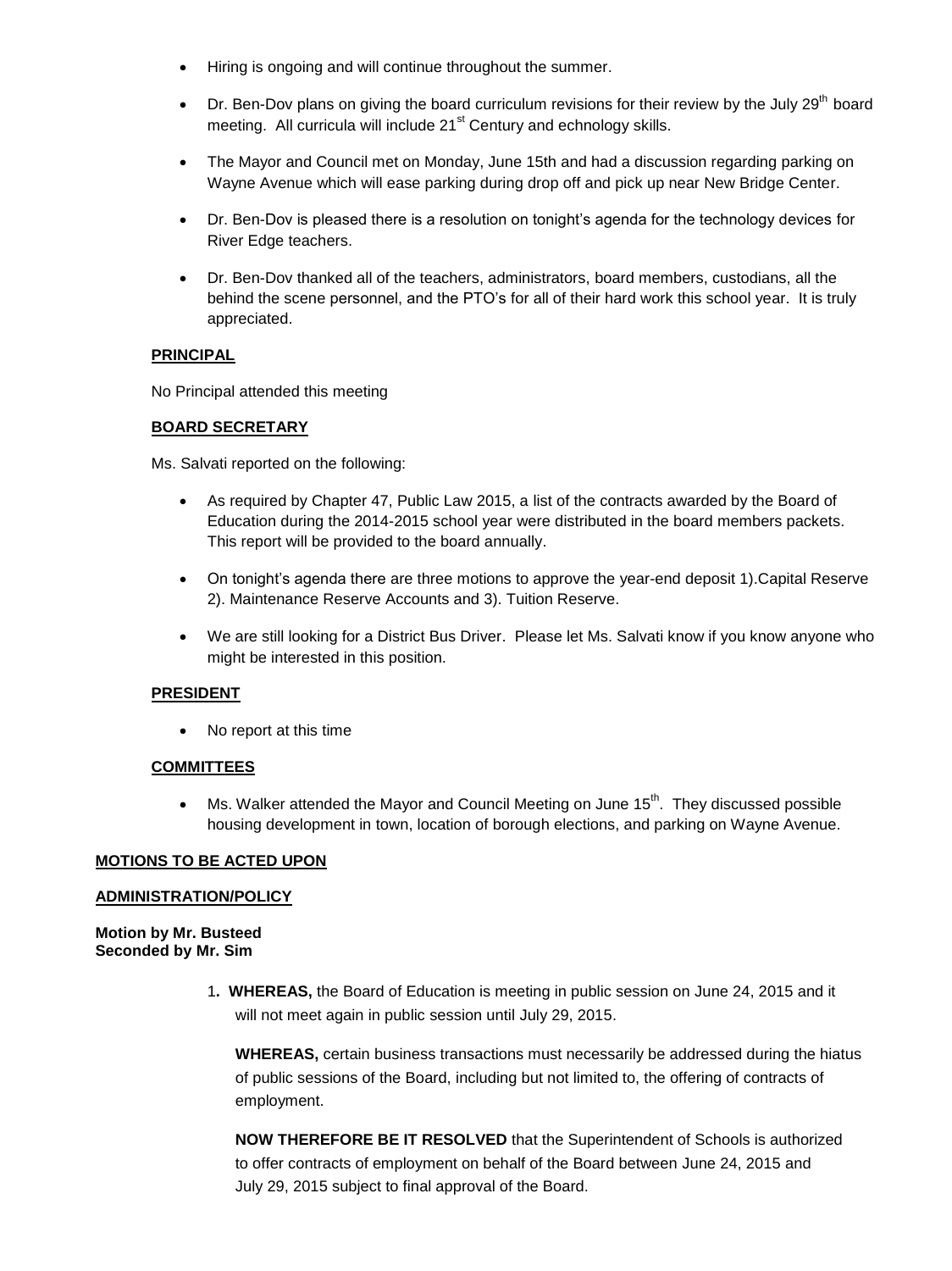- Hiring is ongoing and will continue throughout the summer.
- Dr. Ben-Dov plans on giving the board curriculum revisions for their review by the July 29th board meeting. All curricula will include 21st Century and echnology skills.
- The Mayor and Council met on Monday, June 15th and had a discussion regarding parking on Wayne Avenue which will ease parking during drop off and pick up near New Bridge Center.
- Dr. Ben-Dov is pleased there is a resolution on tonight's agenda for the technology devices for River Edge teachers.
- Dr. Ben-Dov thanked all of the teachers, administrators, board members, custodians, all the behind the scene personnel, and the PTO's for all of their hard work this school year. It is truly appreciated.

**PRINCIPAL**

No Principal attended this meeting

**BOARD SECRETARY**

Ms. Salvati reported on the following:

- As required by Chapter 47, Public Law 2015, a list of the contracts awarded by the Board of Education during the 2014-2015 school year were distributed in the board members packets. This report will be provided to the board annually.
- On tonight's agenda there are three motions to approve the year-end deposit 1).Capital Reserve 2). Maintenance Reserve Accounts and 3). Tuition Reserve.
- We are still looking for a District Bus Driver. Please let Ms. Salvati know if you know anyone who might be interested in this position.

**PRESIDENT**

- No report at this time

**COMMITTEES**

- Ms. Walker attended the Mayor and Council Meeting on June 15th. They discussed possible housing development in town, location of borough elections, and parking on Wayne Avenue.

**MOTIONS TO BE ACTED UPON**

**ADMINISTRATION/POLICY**

**Motion by Mr. Busteed**
**Seconded by Mr. Sim**

1. **WHEREAS,** the Board of Education is meeting in public session on June 24, 2015 and it will not meet again in public session until July 29, 2015.

   **WHEREAS,** certain business transactions must necessarily be addressed during the hiatus of public sessions of the Board, including but not limited to, the offering of contracts of employment.

   **NOW THEREFORE BE IT RESOLVED** that the Superintendent of Schools is authorized to offer contracts of employment on behalf of the Board between June 24, 2015 and July 29, 2015 subject to final approval of the Board.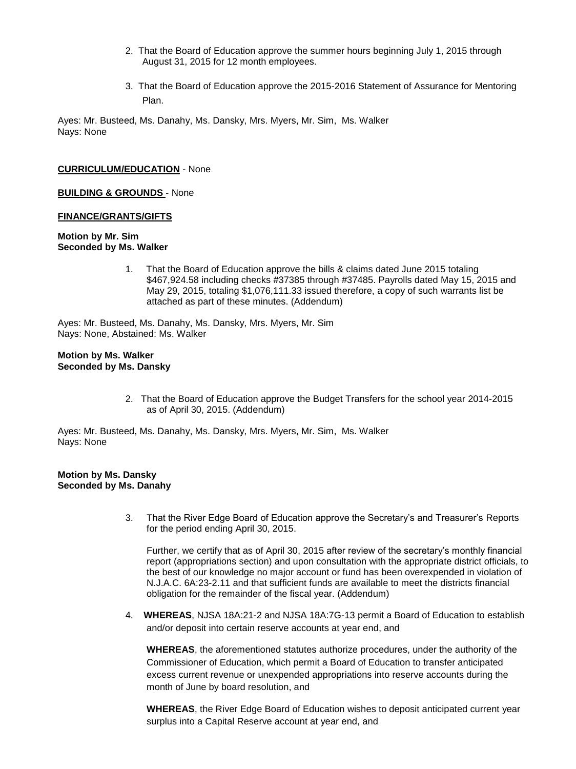2. That the Board of Education approve the summer hours beginning July 1, 2015 through August 31, 2015 for 12 month employees.

3. That the Board of Education approve the 2015-2016 Statement of Assurance for Mentoring Plan.

Ayes: Mr. Busteed, Ms. Danahy, Ms. Dansky, Mrs. Myers, Mr. Sim, Ms. Walker
Nays: None

**CURRICULUM/EDUCATION** - None

**BUILDING & GROUNDS** - None

**FINANCE/GRANTS/GIFTS**

**Motion by Mr. Sim**
**Seconded by Ms. Walker**

1. That the Board of Education approve the bills & claims dated June 2015 totaling $467,924.58 including checks #37385 through #37485. Payrolls dated May 15, 2015 and May 29, 2015, totaling $1,076,111.33 issued therefore, a copy of such warrants list be attached as part of these minutes. (Addendum)

Ayes: Mr. Busteed, Ms. Danahy, Ms. Dansky, Mrs. Myers, Mr. Sim
Nays: None, Abstained: Ms. Walker

**Motion by Ms. Walker**
**Seconded by Ms. Dansky**

2. That the Board of Education approve the Budget Transfers for the school year 2014-2015 as of April 30, 2015. (Addendum)

Ayes: Mr. Busteed, Ms. Danahy, Ms. Dansky, Mrs. Myers, Mr. Sim, Ms. Walker
Nays: None

**Motion by Ms. Dansky**
**Seconded by Ms. Danahy**

3. That the River Edge Board of Education approve the Secretary's and Treasurer's Reports for the period ending April 30, 2015.

   Further, we certify that as of April 30, 2015 after review of the secretary's monthly financial report (appropriations section) and upon consultation with the appropriate district officials, to the best of our knowledge no major account or fund has been overexpended in violation of N.J.A.C. 6A:23-2.11 and that sufficient funds are available to meet the districts financial obligation for the remainder of the fiscal year. (Addendum)

4. **WHEREAS**, NJSA 18A:21-2 and NJSA 18A:7G-13 permit a Board of Education to establish and/or deposit into certain reserve accounts at year end, and

   **WHEREAS**, the aforementioned statutes authorize procedures, under the authority of the Commissioner of Education, which permit a Board of Education to transfer anticipated excess current revenue or unexpended appropriations into reserve accounts during the month of June by board resolution, and

   **WHEREAS**, the River Edge Board of Education wishes to deposit anticipated current year surplus into a Capital Reserve account at year end, and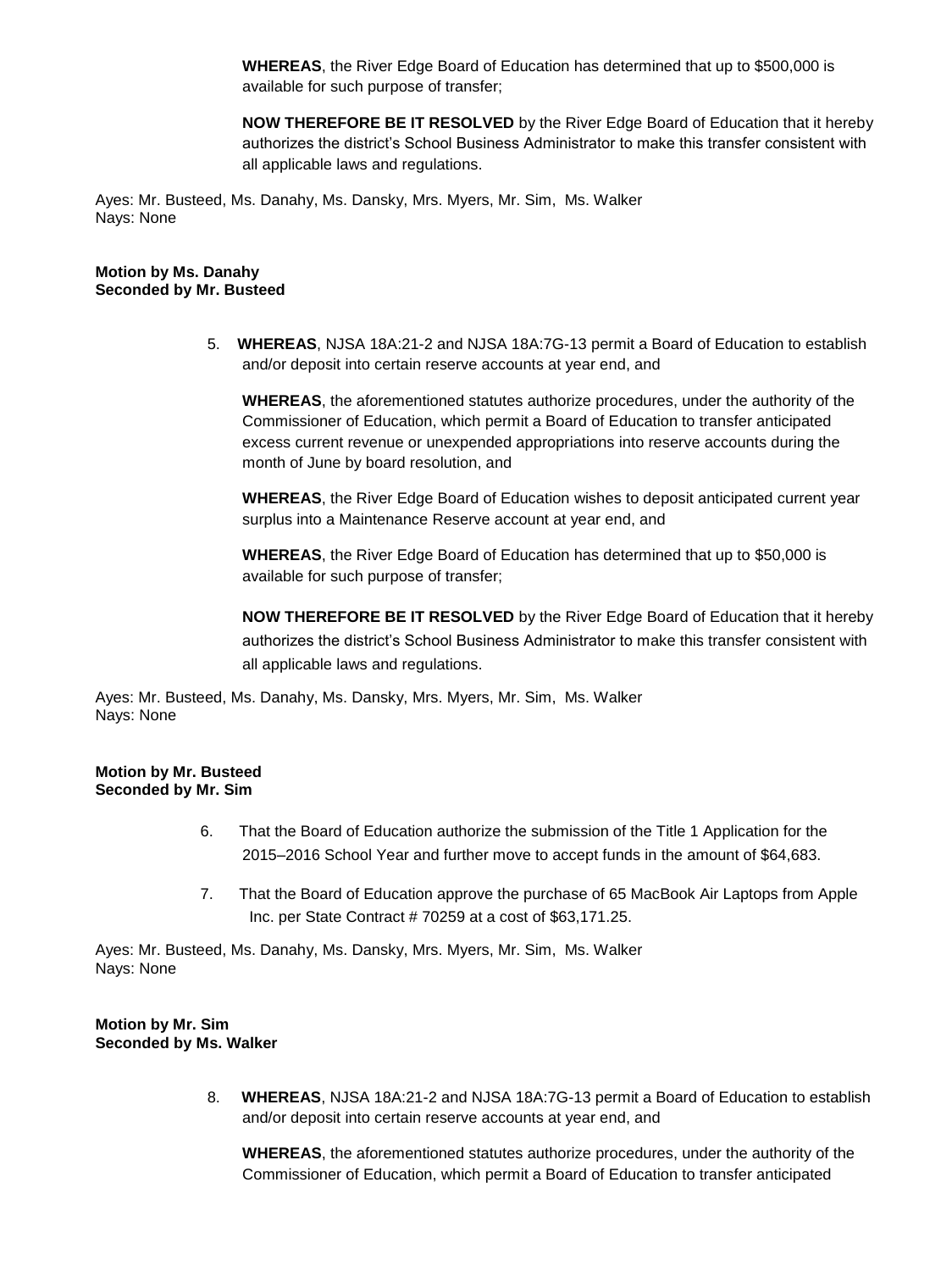**WHEREAS**, the River Edge Board of Education has determined that up to $500,000 is available for such purpose of transfer;

**NOW THEREFORE BE IT RESOLVED** by the River Edge Board of Education that it hereby authorizes the district's School Business Administrator to make this transfer consistent with all applicable laws and regulations.

Ayes: Mr. Busteed, Ms. Danahy, Ms. Dansky, Mrs. Myers, Mr. Sim, Ms. Walker
Nays: None

**Motion by Ms. Danahy**
**Seconded by Mr. Busteed**

5. **WHEREAS**, NJSA 18A:21-2 and NJSA 18A:7G-13 permit a Board of Education to establish and/or deposit into certain reserve accounts at year end, and

   **WHEREAS**, the aforementioned statutes authorize procedures, under the authority of the Commissioner of Education, which permit a Board of Education to transfer anticipated excess current revenue or unexpended appropriations into reserve accounts during the month of June by board resolution, and

   **WHEREAS**, the River Edge Board of Education wishes to deposit anticipated current year surplus into a Maintenance Reserve account at year end, and

   **WHEREAS**, the River Edge Board of Education has determined that up to $50,000 is available for such purpose of transfer;

   **NOW THEREFORE BE IT RESOLVED** by the River Edge Board of Education that it hereby authorizes the district's School Business Administrator to make this transfer consistent with all applicable laws and regulations.

Ayes: Mr. Busteed, Ms. Danahy, Ms. Dansky, Mrs. Myers, Mr. Sim, Ms. Walker
Nays: None

**Motion by Mr. Busteed**
**Seconded by Mr. Sim**

6. That the Board of Education authorize the submission of the Title 1 Application for the 2015–2016 School Year and further move to accept funds in the amount of $64,683.

7. That the Board of Education approve the purchase of 65 MacBook Air Laptops from Apple Inc. per State Contract # 70259 at a cost of $63,171.25.

Ayes: Mr. Busteed, Ms. Danahy, Ms. Dansky, Mrs. Myers, Mr. Sim, Ms. Walker
Nays: None

**Motion by Mr. Sim**
**Seconded by Ms. Walker**

8. **WHEREAS**, NJSA 18A:21-2 and NJSA 18A:7G-13 permit a Board of Education to establish and/or deposit into certain reserve accounts at year end, and

   **WHEREAS**, the aforementioned statutes authorize procedures, under the authority of the Commissioner of Education, which permit a Board of Education to transfer anticipated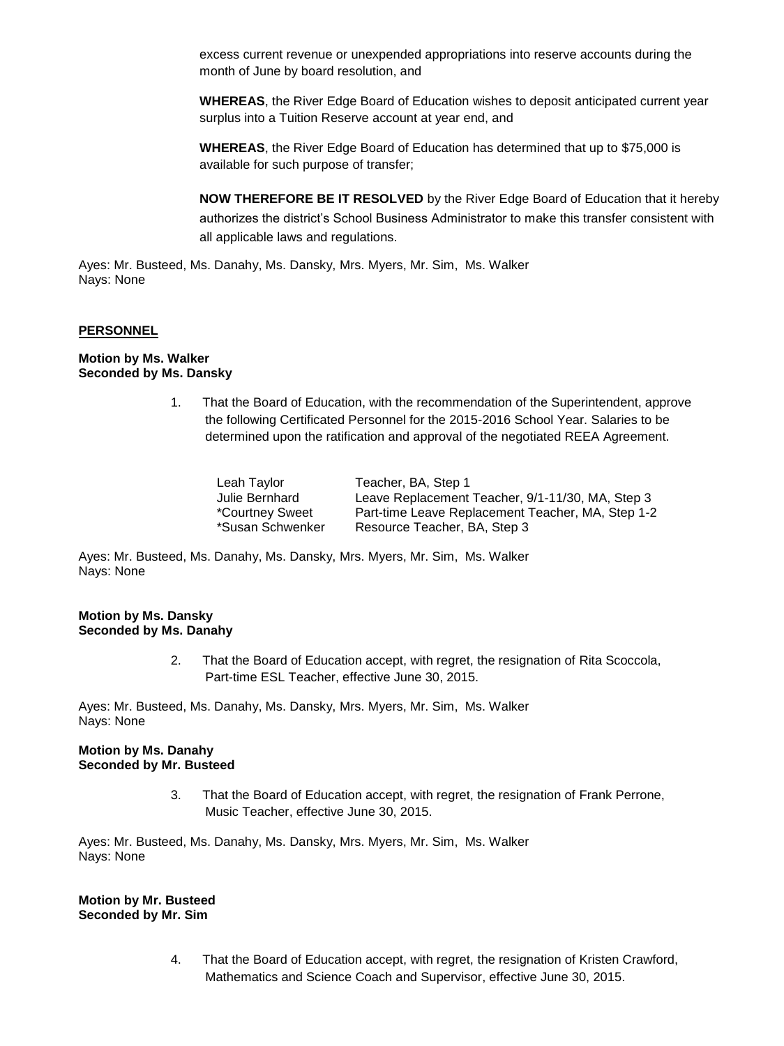excess current revenue or unexpended appropriations into reserve accounts during the month of June by board resolution, and

**WHEREAS**, the River Edge Board of Education wishes to deposit anticipated current year surplus into a Tuition Reserve account at year end, and

**WHEREAS**, the River Edge Board of Education has determined that up to $75,000 is available for such purpose of transfer;

**NOW THEREFORE BE IT RESOLVED** by the River Edge Board of Education that it hereby authorizes the district's School Business Administrator to make this transfer consistent with all applicable laws and regulations.

Ayes: Mr. Busteed, Ms. Danahy, Ms. Dansky, Mrs. Myers, Mr. Sim, Ms. Walker
Nays: None

## PERSONNEL

**Motion by Ms. Walker**
**Seconded by Ms. Dansky**

1. That the Board of Education, with the recommendation of the Superintendent, approve the following Certificated Personnel for the 2015-2016 School Year. Salaries to be determined upon the ratification and approval of the negotiated REEA Agreement.

| | |
|---|---|
| Leah Taylor | Teacher, BA, Step 1 |
| Julie Bernhard | Leave Replacement Teacher, 9/1-11/30, MA, Step 3 |
| *Courtney Sweet | Part-time Leave Replacement Teacher, MA, Step 1-2 |
| *Susan Schwenker | Resource Teacher, BA, Step 3 |

Ayes: Mr. Busteed, Ms. Danahy, Ms. Dansky, Mrs. Myers, Mr. Sim, Ms. Walker
Nays: None

**Motion by Ms. Dansky**
**Seconded by Ms. Danahy**

2. That the Board of Education accept, with regret, the resignation of Rita Scoccola, Part-time ESL Teacher, effective June 30, 2015.

Ayes: Mr. Busteed, Ms. Danahy, Ms. Dansky, Mrs. Myers, Mr. Sim, Ms. Walker
Nays: None

**Motion by Ms. Danahy**
**Seconded by Mr. Busteed**

3. That the Board of Education accept, with regret, the resignation of Frank Perrone, Music Teacher, effective June 30, 2015.

Ayes: Mr. Busteed, Ms. Danahy, Ms. Dansky, Mrs. Myers, Mr. Sim, Ms. Walker
Nays: None

**Motion by Mr. Busteed**
**Seconded by Mr. Sim**

4. That the Board of Education accept, with regret, the resignation of Kristen Crawford, Mathematics and Science Coach and Supervisor, effective June 30, 2015.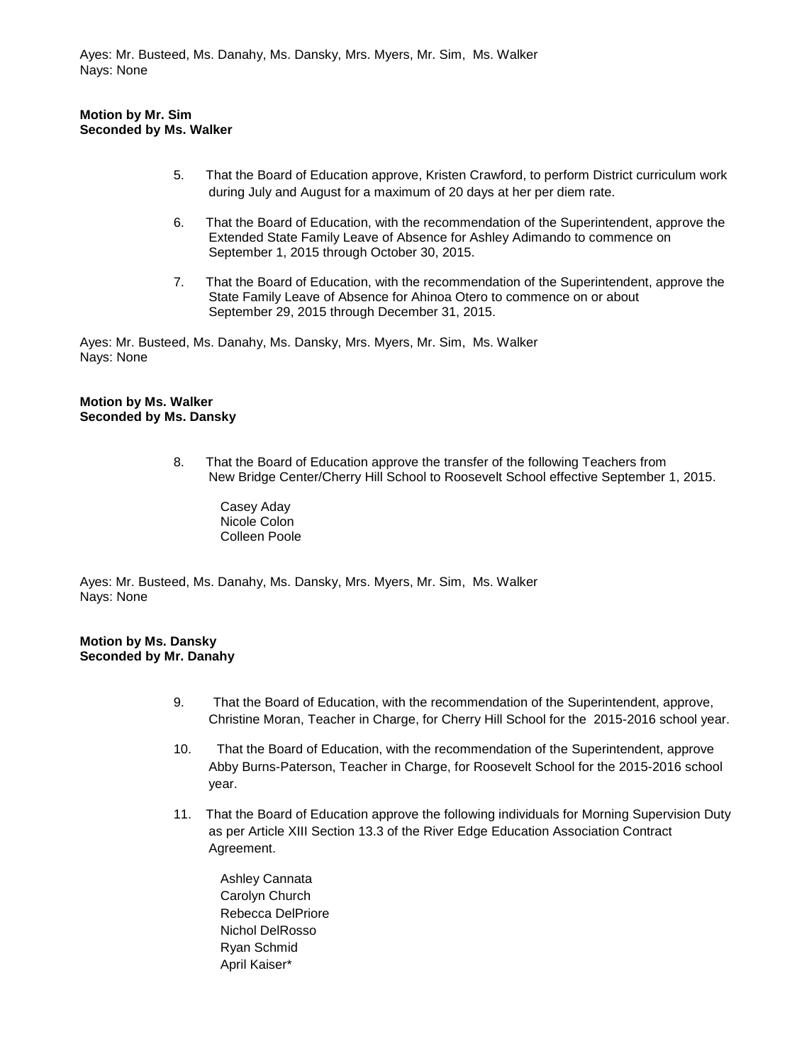Ayes: Mr. Busteed, Ms. Danahy, Ms. Dansky, Mrs. Myers, Mr. Sim, Ms. Walker
Nays: None

**Motion by Mr. Sim**
**Seconded by Ms. Walker**

5. That the Board of Education approve, Kristen Crawford, to perform District curriculum work during July and August for a maximum of 20 days at her per diem rate.

6. That the Board of Education, with the recommendation of the Superintendent, approve the Extended State Family Leave of Absence for Ashley Adimando to commence on September 1, 2015 through October 30, 2015.

7. That the Board of Education, with the recommendation of the Superintendent, approve the State Family Leave of Absence for Ahinoa Otero to commence on or about September 29, 2015 through December 31, 2015.

Ayes: Mr. Busteed, Ms. Danahy, Ms. Dansky, Mrs. Myers, Mr. Sim, Ms. Walker
Nays: None

**Motion by Ms. Walker**
**Seconded by Ms. Dansky**

8. That the Board of Education approve the transfer of the following Teachers from New Bridge Center/Cherry Hill School to Roosevelt School effective September 1, 2015.

   Casey Aday
   Nicole Colon
   Colleen Poole

Ayes: Mr. Busteed, Ms. Danahy, Ms. Dansky, Mrs. Myers, Mr. Sim, Ms. Walker
Nays: None

**Motion by Ms. Dansky**
**Seconded by Mr. Danahy**

9. That the Board of Education, with the recommendation of the Superintendent, approve, Christine Moran, Teacher in Charge, for Cherry Hill School for the 2015-2016 school year.

10. That the Board of Education, with the recommendation of the Superintendent, approve Abby Burns-Paterson, Teacher in Charge, for Roosevelt School for the 2015-2016 school year.

11. That the Board of Education approve the following individuals for Morning Supervision Duty as per Article XIII Section 13.3 of the River Edge Education Association Contract Agreement.

   Ashley Cannata
   Carolyn Church
   Rebecca DelPriore
   Nichol DelRosso
   Ryan Schmid
   April Kaiser*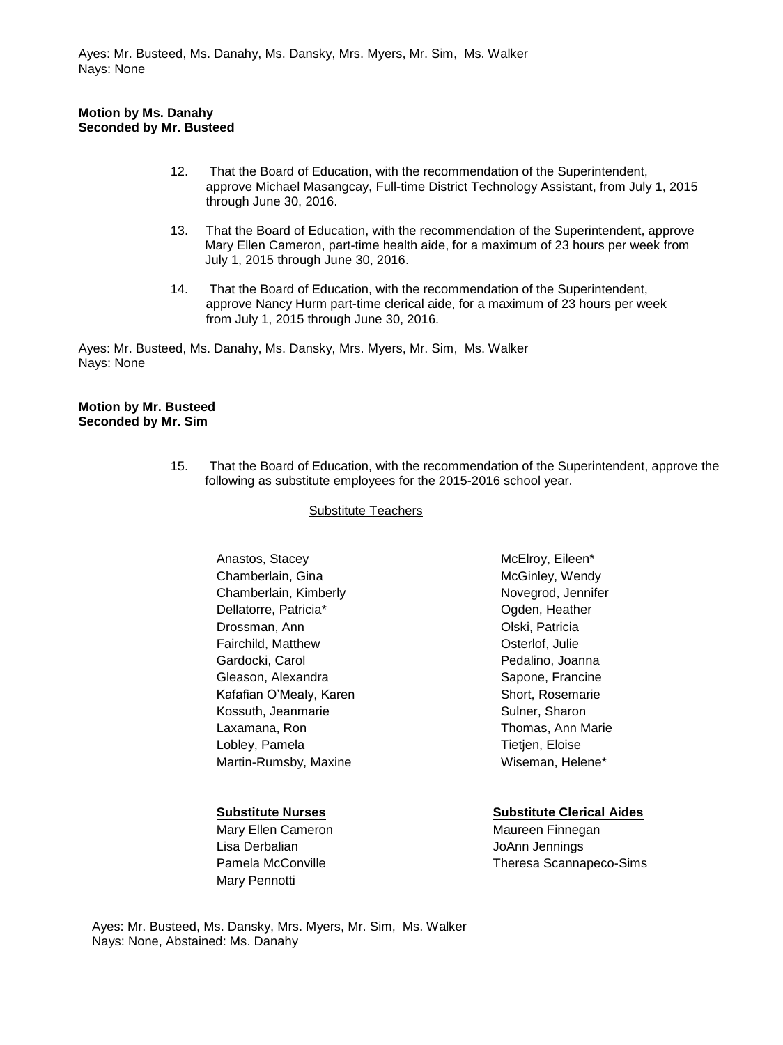Ayes: Mr. Busteed, Ms. Danahy, Ms. Dansky, Mrs. Myers, Mr. Sim, Ms. Walker
Nays: None

**Motion by Ms. Danahy**
**Seconded by Mr. Busteed**

12. That the Board of Education, with the recommendation of the Superintendent, approve Michael Masangcay, Full-time District Technology Assistant, from July 1, 2015 through June 30, 2016.

13. That the Board of Education, with the recommendation of the Superintendent, approve Mary Ellen Cameron, part-time health aide, for a maximum of 23 hours per week from July 1, 2015 through June 30, 2016.

14. That the Board of Education, with the recommendation of the Superintendent, approve Nancy Hurm part-time clerical aide, for a maximum of 23 hours per week from July 1, 2015 through June 30, 2016.

Ayes: Mr. Busteed, Ms. Danahy, Ms. Dansky, Mrs. Myers, Mr. Sim, Ms. Walker
Nays: None

**Motion by Mr. Busteed**
**Seconded by Mr. Sim**

15. That the Board of Education, with the recommendation of the Superintendent, approve the following as substitute employees for the 2015-2016 school year.

Substitute Teachers

- Anastos, Stacey
- Chamberlain, Gina
- Chamberlain, Kimberly
- Dellatorre, Patricia*
- Drossman, Ann
- Fairchild, Matthew
- Gardocki, Carol
- Gleason, Alexandra
- Kafafian O'Mealy, Karen
- Kossuth, Jeanmarie
- Laxamana, Ron
- Lobley, Pamela
- Martin-Rumsby, Maxine
- McElroy, Eileen*
- McGinley, Wendy
- Novegrod, Jennifer
- Ogden, Heather
- Olski, Patricia
- Osterlof, Julie
- Pedalino, Joanna
- Sapone, Francine
- Short, Rosemarie
- Sulner, Sharon
- Thomas, Ann Marie
- Tietjen, Eloise
- Wiseman, Helene*

**Substitute Nurses**

- Mary Ellen Cameron
- Lisa Derbalian
- Pamela McConville
- Mary Pennotti

**Substitute Clerical Aides**

- Maureen Finnegan
- JoAnn Jennings
- Theresa Scannapeco-Sims

Ayes: Mr. Busteed, Ms. Dansky, Mrs. Myers, Mr. Sim, Ms. Walker
Nays: None, Abstained: Ms. Danahy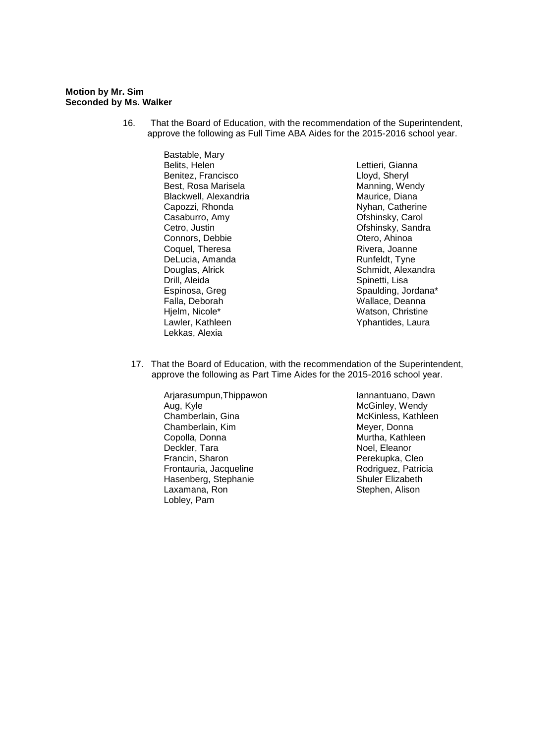**Motion by Mr. Sim**
**Seconded by Ms. Walker**

16. That the Board of Education, with the recommendation of the Superintendent, approve the following as Full Time ABA Aides for the 2015-2016 school year.

Bastable, Mary
Belits, Helen
Benitez, Francisco
Best, Rosa Marisela
Blackwell, Alexandria
Capozzi, Rhonda
Casaburro, Amy
Cetro, Justin
Connors, Debbie
Coquel, Theresa
DeLucia, Amanda
Douglas, Alrick
Drill, Aleida
Espinosa, Greg
Falla, Deborah
Hjelm, Nicole*
Lawler, Kathleen
Lekkas, Alexia
Lettieri, Gianna
Lloyd, Sheryl
Manning, Wendy
Maurice, Diana
Nyhan, Catherine
Ofshinsky, Carol
Ofshinsky, Sandra
Otero, Ahinoa
Rivera, Joanne
Runfeldt, Tyne
Schmidt, Alexandra
Spinetti, Lisa
Spaulding, Jordana*
Wallace, Deanna
Watson, Christine
Yphantides, Laura

17. That the Board of Education, with the recommendation of the Superintendent, approve the following as Part Time Aides for the 2015-2016 school year.

Arjarasumpun,Thippawon
Aug, Kyle
Chamberlain, Gina
Chamberlain, Kim
Copolla, Donna
Deckler, Tara
Francin, Sharon
Frontauria, Jacqueline
Hasenberg, Stephanie
Laxamana, Ron
Lobley, Pam
Iannantuano, Dawn
McGinley, Wendy
McKinless, Kathleen
Meyer, Donna
Murtha, Kathleen
Noel, Eleanor
Perekupka, Cleo
Rodriguez, Patricia
Shuler Elizabeth
Stephen, Alison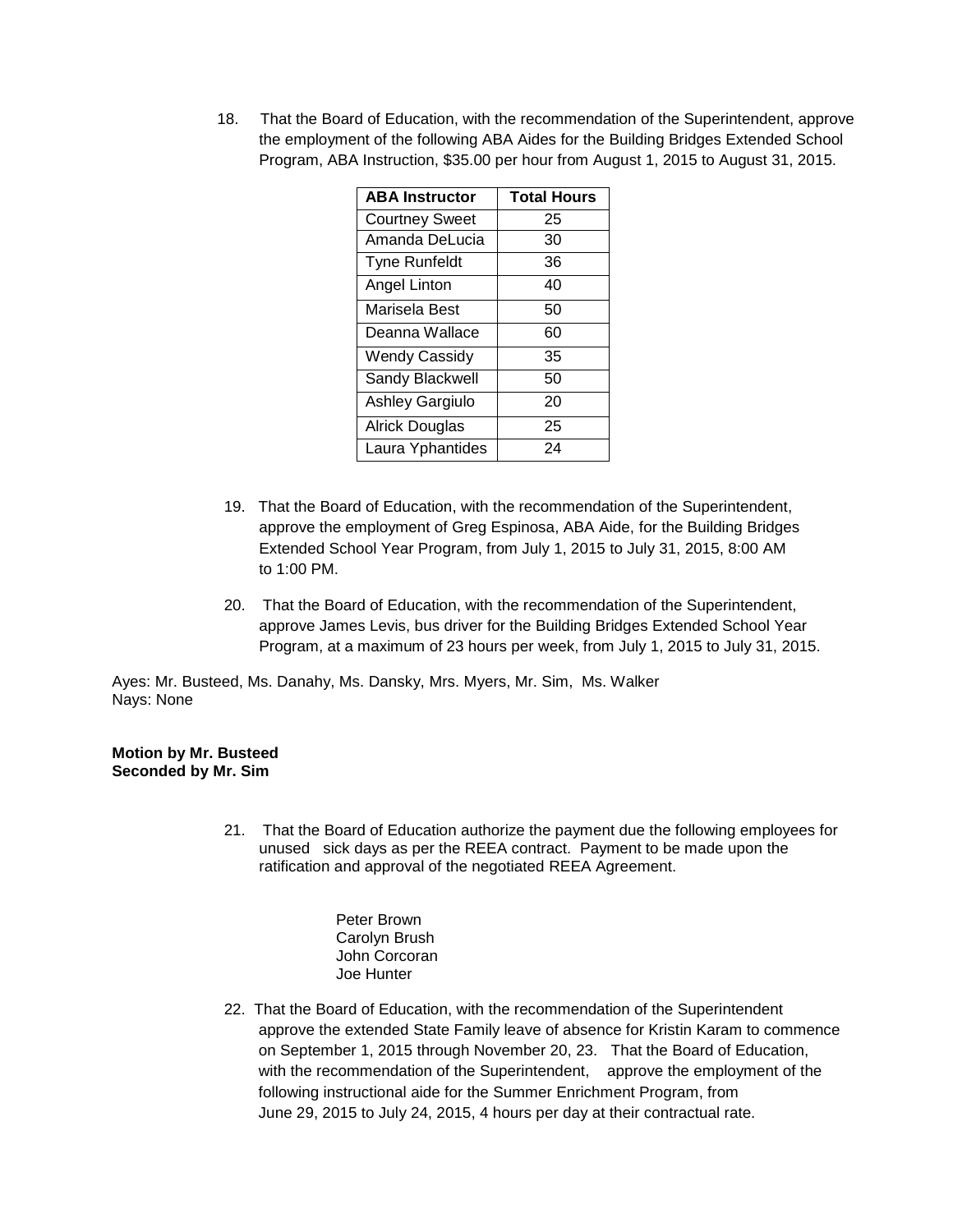18. That the Board of Education, with the recommendation of the Superintendent, approve the employment of the following ABA Aides for the Building Bridges Extended School Program, ABA Instruction, $35.00 per hour from August 1, 2015 to August 31, 2015.

| ABA Instructor | Total Hours |
|---|---|
| Courtney Sweet | 25 |
| Amanda DeLucia | 30 |
| Tyne Runfeldt | 36 |
| Angel Linton | 40 |
| Marisela Best | 50 |
| Deanna Wallace | 60 |
| Wendy Cassidy | 35 |
| Sandy Blackwell | 50 |
| Ashley Gargiulo | 20 |
| Alrick Douglas | 25 |
| Laura Yphantides | 24 |

19. That the Board of Education, with the recommendation of the Superintendent, approve the employment of Greg Espinosa, ABA Aide, for the Building Bridges Extended School Year Program, from July 1, 2015 to July 31, 2015, 8:00 AM to 1:00 PM.

20. That the Board of Education, with the recommendation of the Superintendent, approve James Levis, bus driver for the Building Bridges Extended School Year Program, at a maximum of 23 hours per week, from July 1, 2015 to July 31, 2015.

Ayes: Mr. Busteed, Ms. Danahy, Ms. Dansky, Mrs. Myers, Mr. Sim, Ms. Walker
Nays: None

**Motion by Mr. Busteed**
**Seconded by Mr. Sim**

21. That the Board of Education authorize the payment due the following employees for unused sick days as per the REEA contract. Payment to be made upon the ratification and approval of the negotiated REEA Agreement.

    Peter Brown
    Carolyn Brush
    John Corcoran
    Joe Hunter

22. That the Board of Education, with the recommendation of the Superintendent approve the extended State Family leave of absence for Kristin Karam to commence on September 1, 2015 through November 20, 23. That the Board of Education, with the recommendation of the Superintendent, approve the employment of the following instructional aide for the Summer Enrichment Program, from June 29, 2015 to July 24, 2015, 4 hours per day at their contractual rate.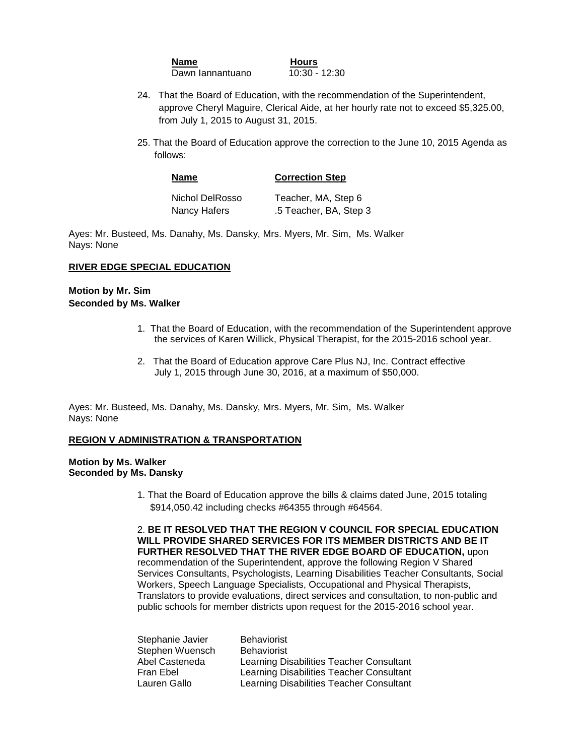| **Name** | **Hours** |
| --- | --- |
| Dawn Iannantuano | 10:30 - 12:30 |

24. That the Board of Education, with the recommendation of the Superintendent, approve Cheryl Maguire, Clerical Aide, at her hourly rate not to exceed $5,325.00, from July 1, 2015 to August 31, 2015.

25. That the Board of Education approve the correction to the June 10, 2015 Agenda as follows:

| **Name** | **Correction Step** |
| --- | --- |
| Nichol DelRosso | Teacher, MA, Step 6 |
| Nancy Hafers | .5 Teacher, BA, Step 3 |

Ayes: Mr. Busteed, Ms. Danahy, Ms. Dansky, Mrs. Myers, Mr. Sim, Ms. Walker
Nays: None

**RIVER EDGE SPECIAL EDUCATION**

**Motion by Mr. Sim**
**Seconded by Ms. Walker**

1. That the Board of Education, with the recommendation of the Superintendent approve the services of Karen Willick, Physical Therapist, for the 2015-2016 school year.

2. That the Board of Education approve Care Plus NJ, Inc. Contract effective July 1, 2015 through June 30, 2016, at a maximum of $50,000.

Ayes: Mr. Busteed, Ms. Danahy, Ms. Dansky, Mrs. Myers, Mr. Sim, Ms. Walker
Nays: None

**REGION V ADMINISTRATION & TRANSPORTATION**

**Motion by Ms. Walker**
**Seconded by Ms. Dansky**

1. That the Board of Education approve the bills & claims dated June, 2015 totaling $914,050.42 including checks #64355 through #64564.

2. **BE IT RESOLVED THAT THE REGION V COUNCIL FOR SPECIAL EDUCATION WILL PROVIDE SHARED SERVICES FOR ITS MEMBER DISTRICTS AND BE IT FURTHER RESOLVED THAT THE RIVER EDGE BOARD OF EDUCATION,** upon recommendation of the Superintendent, approve the following Region V Shared Services Consultants, Psychologists, Learning Disabilities Teacher Consultants, Social Workers, Speech Language Specialists, Occupational and Physical Therapists, Translators to provide evaluations, direct services and consultation, to non-public and public schools for member districts upon request for the 2015-2016 school year.

| | |
| --- | --- |
| Stephanie Javier | Behaviorist |
| Stephen Wuensch | Behaviorist |
| Abel Casteneda | Learning Disabilities Teacher Consultant |
| Fran Ebel | Learning Disabilities Teacher Consultant |
| Lauren Gallo | Learning Disabilities Teacher Consultant |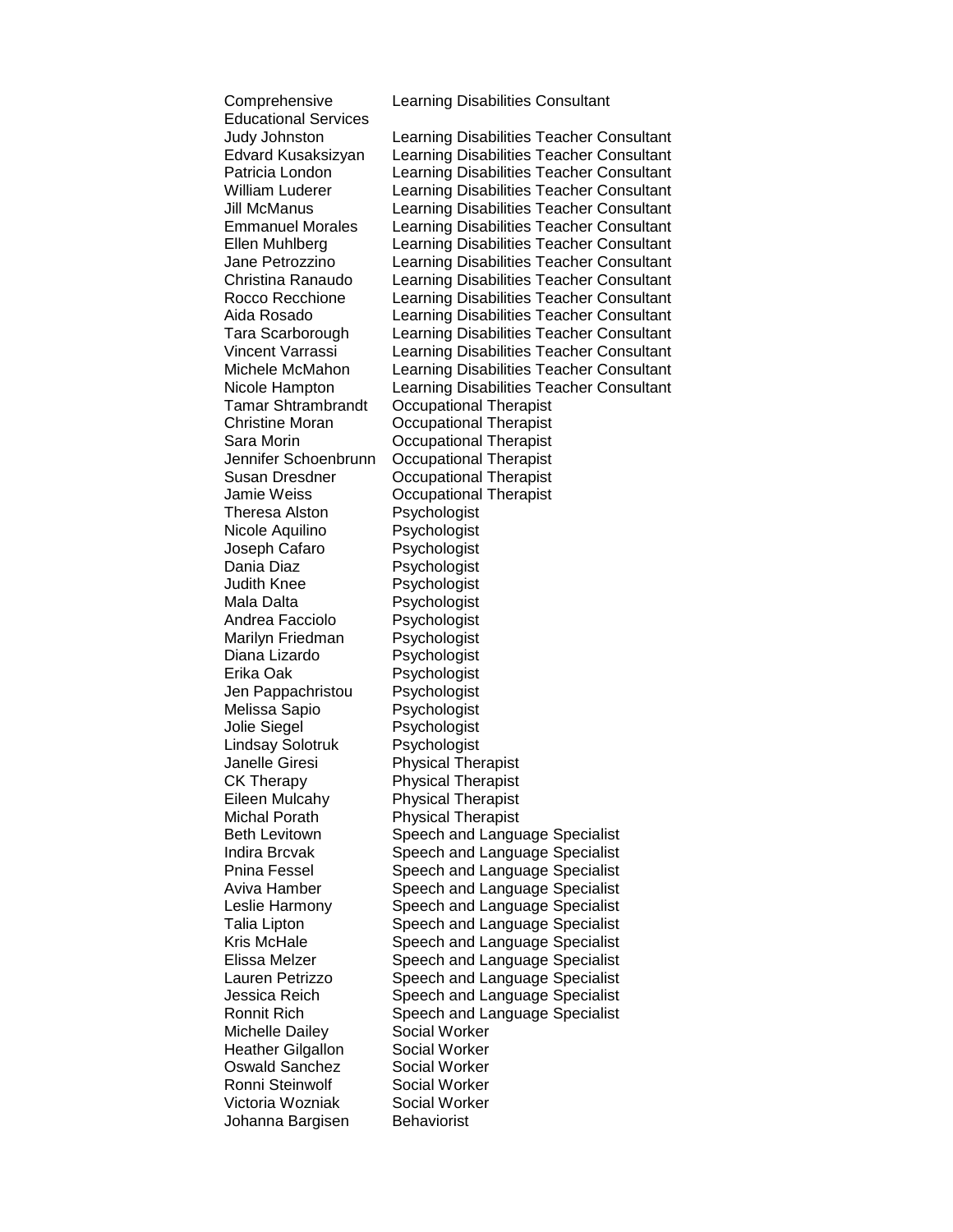| | |
|---|---|
| Comprehensive Educational Services | Learning Disabilities Consultant |
| Judy Johnston | Learning Disabilities Teacher Consultant |
| Edvard Kusaksizyan | Learning Disabilities Teacher Consultant |
| Patricia London | Learning Disabilities Teacher Consultant |
| William Luderer | Learning Disabilities Teacher Consultant |
| Jill McManus | Learning Disabilities Teacher Consultant |
| Emmanuel Morales | Learning Disabilities Teacher Consultant |
| Ellen Muhlberg | Learning Disabilities Teacher Consultant |
| Jane Petrozzino | Learning Disabilities Teacher Consultant |
| Christina Ranaudo | Learning Disabilities Teacher Consultant |
| Rocco Recchione | Learning Disabilities Teacher Consultant |
| Aida Rosado | Learning Disabilities Teacher Consultant |
| Tara Scarborough | Learning Disabilities Teacher Consultant |
| Vincent Varrassi | Learning Disabilities Teacher Consultant |
| Michele McMahon | Learning Disabilities Teacher Consultant |
| Nicole Hampton | Learning Disabilities Teacher Consultant |
| Tamar Shtrambrandt | Occupational Therapist |
| Christine Moran | Occupational Therapist |
| Sara Morin | Occupational Therapist |
| Jennifer Schoenbrunn | Occupational Therapist |
| Susan Dresdner | Occupational Therapist |
| Jamie Weiss | Occupational Therapist |
| Theresa Alston | Psychologist |
| Nicole Aquilino | Psychologist |
| Joseph Cafaro | Psychologist |
| Dania Diaz | Psychologist |
| Judith Knee | Psychologist |
| Mala Dalta | Psychologist |
| Andrea Facciolo | Psychologist |
| Marilyn Friedman | Psychologist |
| Diana Lizardo | Psychologist |
| Erika Oak | Psychologist |
| Jen Pappachristou | Psychologist |
| Melissa Sapio | Psychologist |
| Jolie Siegel | Psychologist |
| Lindsay Solotruk | Psychologist |
| Janelle Giresi | Physical Therapist |
| CK Therapy | Physical Therapist |
| Eileen Mulcahy | Physical Therapist |
| Michal Porath | Physical Therapist |
| Beth Levitown | Speech and Language Specialist |
| Indira Brcvak | Speech and Language Specialist |
| Pnina Fessel | Speech and Language Specialist |
| Aviva Hamber | Speech and Language Specialist |
| Leslie Harmony | Speech and Language Specialist |
| Talia Lipton | Speech and Language Specialist |
| Kris McHale | Speech and Language Specialist |
| Elissa Melzer | Speech and Language Specialist |
| Lauren Petrizzo | Speech and Language Specialist |
| Jessica Reich | Speech and Language Specialist |
| Ronnit Rich | Speech and Language Specialist |
| Michelle Dailey | Social Worker |
| Heather Gilgallon | Social Worker |
| Oswald Sanchez | Social Worker |
| Ronni Steinwolf | Social Worker |
| Victoria Wozniak | Social Worker |
| Johanna Bargisen | Behaviorist |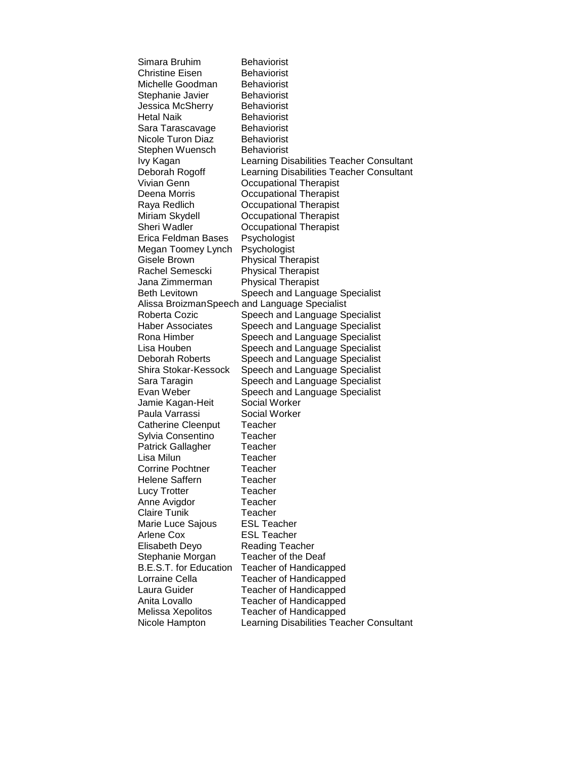| Name | Role |
|---|---|
| Simara Bruhim | Behaviorist |
| Christine Eisen | Behaviorist |
| Michelle Goodman | Behaviorist |
| Stephanie Javier | Behaviorist |
| Jessica McSherry | Behaviorist |
| Hetal Naik | Behaviorist |
| Sara Tarascavage | Behaviorist |
| Nicole Turon Diaz | Behaviorist |
| Stephen Wuensch | Behaviorist |
| Ivy Kagan | Learning Disabilities Teacher Consultant |
| Deborah Rogoff | Learning Disabilities Teacher Consultant |
| Vivian Genn | Occupational Therapist |
| Deena Morris | Occupational Therapist |
| Raya Redlich | Occupational Therapist |
| Miriam Skydell | Occupational Therapist |
| Sheri Wadler | Occupational Therapist |
| Erica Feldman Bases | Psychologist |
| Megan Toomey Lynch | Psychologist |
| Gisele Brown | Physical Therapist |
| Rachel Semescki | Physical Therapist |
| Jana Zimmerman | Physical Therapist |
| Beth Levitown | Speech and Language Specialist |
| Alissa Broizman | Speech and Language Specialist |
| Roberta Cozic | Speech and Language Specialist |
| Haber Associates | Speech and Language Specialist |
| Rona Himber | Speech and Language Specialist |
| Lisa Houben | Speech and Language Specialist |
| Deborah Roberts | Speech and Language Specialist |
| Shira Stokar-Kessock | Speech and Language Specialist |
| Sara Taragin | Speech and Language Specialist |
| Evan Weber | Speech and Language Specialist |
| Jamie Kagan-Heit | Social Worker |
| Paula Varrassi | Social Worker |
| Catherine Cleenput | Teacher |
| Sylvia Consentino | Teacher |
| Patrick Gallagher | Teacher |
| Lisa Milun | Teacher |
| Corrine Pochtner | Teacher |
| Helene Saffern | Teacher |
| Lucy Trotter | Teacher |
| Anne Avigdor | Teacher |
| Claire Tunik | Teacher |
| Marie Luce Sajous | ESL Teacher |
| Arlene Cox | ESL Teacher |
| Elisabeth Deyo | Reading Teacher |
| Stephanie Morgan | Teacher of the Deaf |
| B.E.S.T. for Education | Teacher of Handicapped |
| Lorraine Cella | Teacher of Handicapped |
| Laura Guider | Teacher of Handicapped |
| Anita Lovallo | Teacher of Handicapped |
| Melissa Xepolitos | Teacher of Handicapped |
| Nicole Hampton | Learning Disabilities Teacher Consultant |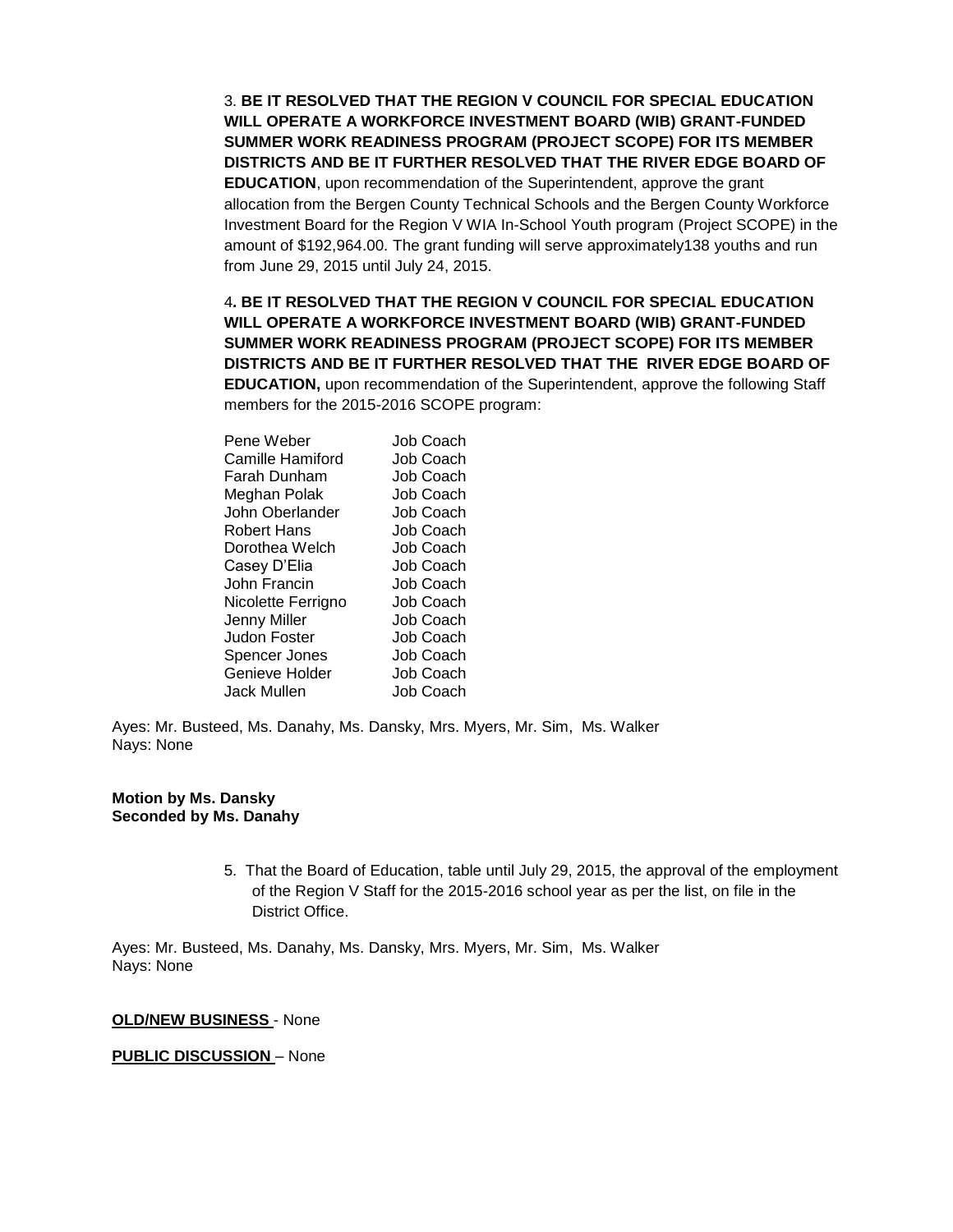3. **BE IT RESOLVED THAT THE REGION V COUNCIL FOR SPECIAL EDUCATION WILL OPERATE A WORKFORCE INVESTMENT BOARD (WIB) GRANT-FUNDED SUMMER WORK READINESS PROGRAM (PROJECT SCOPE) FOR ITS MEMBER DISTRICTS AND BE IT FURTHER RESOLVED THAT THE RIVER EDGE BOARD OF EDUCATION**, upon recommendation of the Superintendent, approve the grant allocation from the Bergen County Technical Schools and the Bergen County Workforce Investment Board for the Region V WIA In-School Youth program (Project SCOPE) in the amount of $192,964.00. The grant funding will serve approximately138 youths and run from June 29, 2015 until July 24, 2015.

4**. BE IT RESOLVED THAT THE REGION V COUNCIL FOR SPECIAL EDUCATION WILL OPERATE A WORKFORCE INVESTMENT BOARD (WIB) GRANT-FUNDED SUMMER WORK READINESS PROGRAM (PROJECT SCOPE) FOR ITS MEMBER DISTRICTS AND BE IT FURTHER RESOLVED THAT THE RIVER EDGE BOARD OF EDUCATION,** upon recommendation of the Superintendent, approve the following Staff members for the 2015-2016 SCOPE program:

| | |
|---|---|
| Pene Weber | Job Coach |
| Camille Hamiford | Job Coach |
| Farah Dunham | Job Coach |
| Meghan Polak | Job Coach |
| John Oberlander | Job Coach |
| Robert Hans | Job Coach |
| Dorothea Welch | Job Coach |
| Casey D'Elia | Job Coach |
| John Francin | Job Coach |
| Nicolette Ferrigno | Job Coach |
| Jenny Miller | Job Coach |
| Judon Foster | Job Coach |
| Spencer Jones | Job Coach |
| Genieve Holder | Job Coach |
| Jack Mullen | Job Coach |

Ayes: Mr. Busteed, Ms. Danahy, Ms. Dansky, Mrs. Myers, Mr. Sim, Ms. Walker
Nays: None

**Motion by Ms. Dansky**
**Seconded by Ms. Danahy**

5. That the Board of Education, table until July 29, 2015, the approval of the employment of the Region V Staff for the 2015-2016 school year as per the list, on file in the District Office.

Ayes: Mr. Busteed, Ms. Danahy, Ms. Dansky, Mrs. Myers, Mr. Sim, Ms. Walker
Nays: None

**OLD/NEW BUSINESS** - None

**PUBLIC DISCUSSION** – None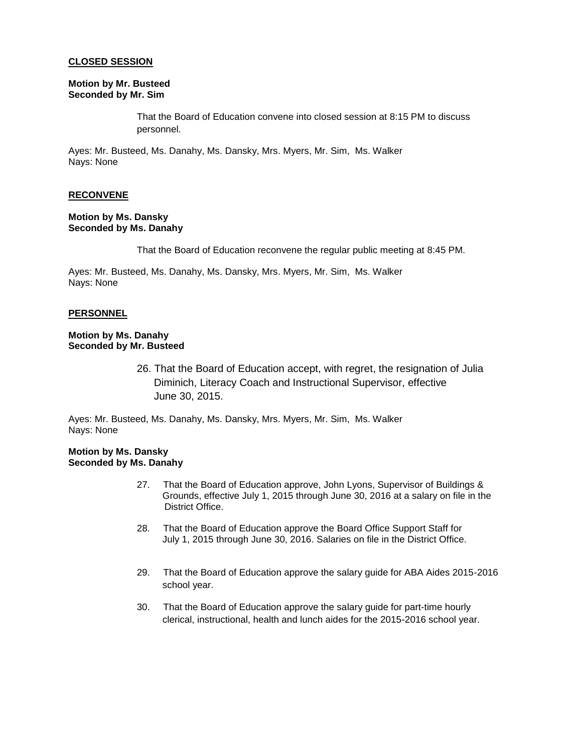**CLOSED SESSION**

**Motion by Mr. Busteed**
**Seconded by Mr. Sim**

That the Board of Education convene into closed session at 8:15 PM to discuss personnel.

Ayes: Mr. Busteed, Ms. Danahy, Ms. Dansky, Mrs. Myers, Mr. Sim, Ms. Walker
Nays: None

**RECONVENE**

**Motion by Ms. Dansky**
**Seconded by Ms. Danahy**

That the Board of Education reconvene the regular public meeting at 8:45 PM.

Ayes: Mr. Busteed, Ms. Danahy, Ms. Dansky, Mrs. Myers, Mr. Sim, Ms. Walker
Nays: None

**PERSONNEL**

**Motion by Ms. Danahy**
**Seconded by Mr. Busteed**

26. That the Board of Education accept, with regret, the resignation of Julia Diminich, Literacy Coach and Instructional Supervisor, effective June 30, 2015.

Ayes: Mr. Busteed, Ms. Danahy, Ms. Dansky, Mrs. Myers, Mr. Sim, Ms. Walker
Nays: None

**Motion by Ms. Dansky**
**Seconded by Ms. Danahy**

27. That the Board of Education approve, John Lyons, Supervisor of Buildings & Grounds, effective July 1, 2015 through June 30, 2016 at a salary on file in the District Office.

28. That the Board of Education approve the Board Office Support Staff for July 1, 2015 through June 30, 2016. Salaries on file in the District Office.

29. That the Board of Education approve the salary guide for ABA Aides 2015-2016 school year.

30. That the Board of Education approve the salary guide for part-time hourly clerical, instructional, health and lunch aides for the 2015-2016 school year.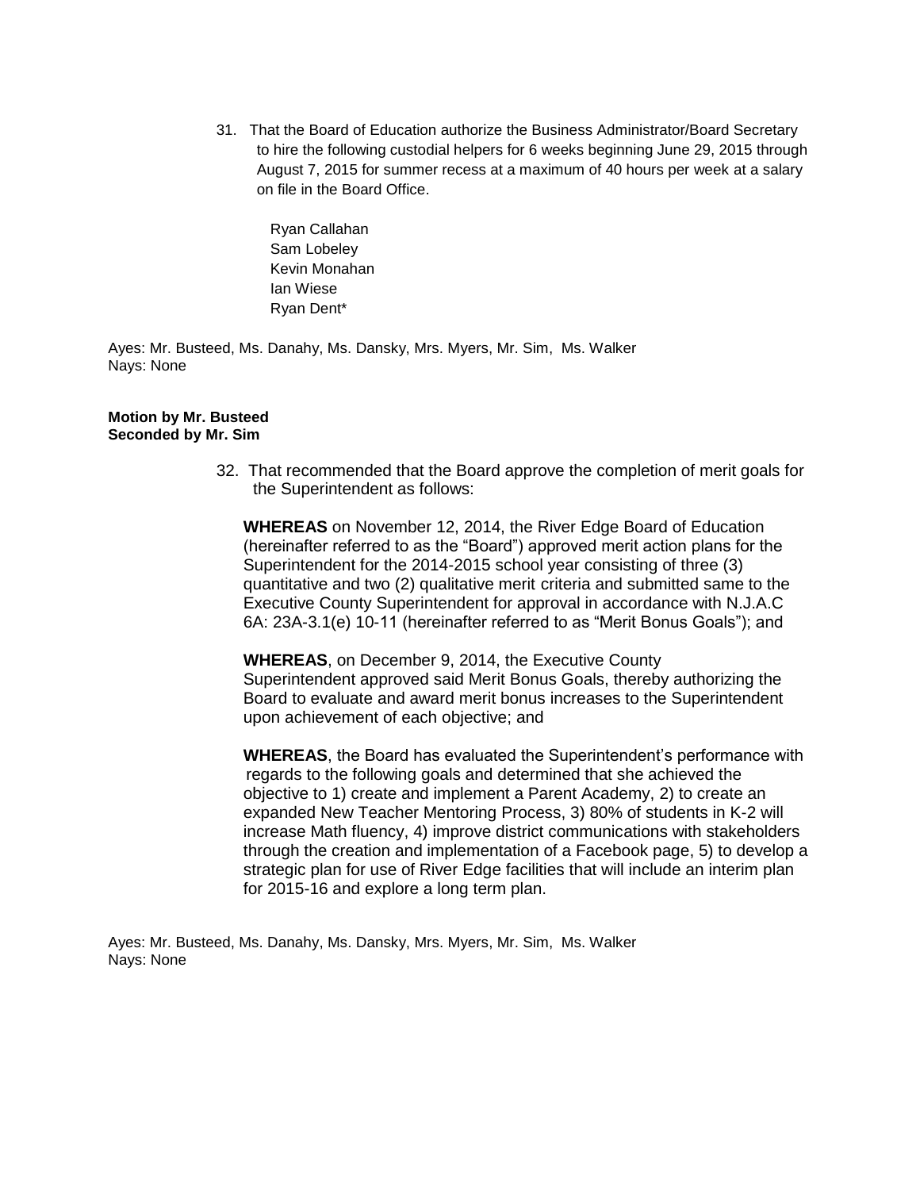31. That the Board of Education authorize the Business Administrator/Board Secretary to hire the following custodial helpers for 6 weeks beginning June 29, 2015 through August 7, 2015 for summer recess at a maximum of 40 hours per week at a salary on file in the Board Office.

    Ryan Callahan
    Sam Lobeley
    Kevin Monahan
    Ian Wiese
    Ryan Dent*

Ayes: Mr. Busteed, Ms. Danahy, Ms. Dansky, Mrs. Myers, Mr. Sim, Ms. Walker
Nays: None

**Motion by Mr. Busteed**
**Seconded by Mr. Sim**

32. That recommended that the Board approve the completion of merit goals for the Superintendent as follows:

    **WHEREAS** on November 12, 2014, the River Edge Board of Education (hereinafter referred to as the "Board") approved merit action plans for the Superintendent for the 2014-2015 school year consisting of three (3) quantitative and two (2) qualitative merit criteria and submitted same to the Executive County Superintendent for approval in accordance with N.J.A.C 6A: 23A-3.1(e) 10-11 (hereinafter referred to as "Merit Bonus Goals"); and

    **WHEREAS**, on December 9, 2014, the Executive County Superintendent approved said Merit Bonus Goals, thereby authorizing the Board to evaluate and award merit bonus increases to the Superintendent upon achievement of each objective; and

    **WHEREAS**, the Board has evaluated the Superintendent's performance with regards to the following goals and determined that she achieved the objective to 1) create and implement a Parent Academy, 2) to create an expanded New Teacher Mentoring Process, 3) 80% of students in K-2 will increase Math fluency, 4) improve district communications with stakeholders through the creation and implementation of a Facebook page, 5) to develop a strategic plan for use of River Edge facilities that will include an interim plan for 2015-16 and explore a long term plan.

Ayes: Mr. Busteed, Ms. Danahy, Ms. Dansky, Mrs. Myers, Mr. Sim, Ms. Walker
Nays: None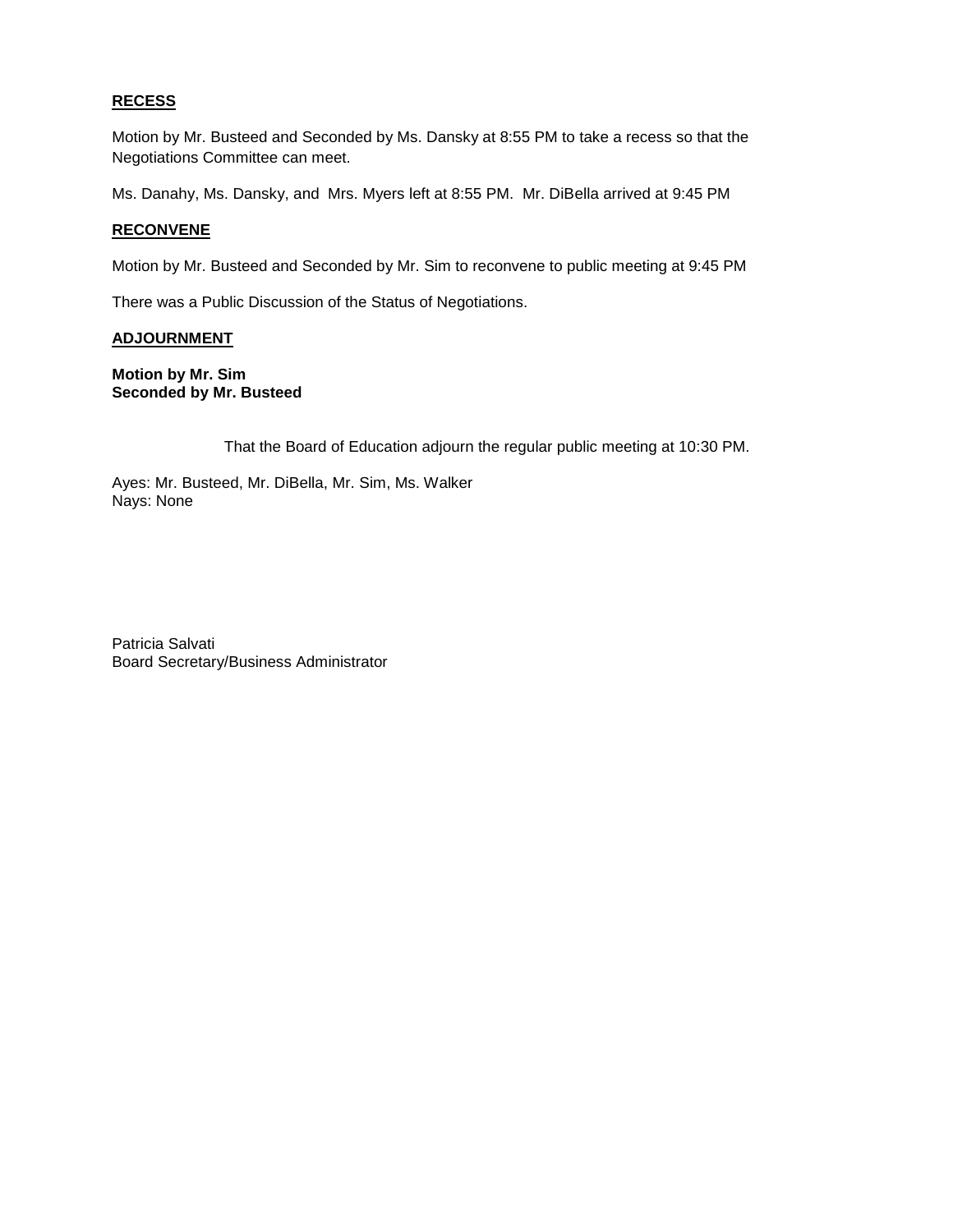**RECESS**

Motion by Mr. Busteed and Seconded by Ms. Dansky at 8:55 PM to take a recess so that the Negotiations Committee can meet.

Ms. Danahy, Ms. Dansky, and Mrs. Myers left at 8:55 PM. Mr. DiBella arrived at 9:45 PM

**RECONVENE**

Motion by Mr. Busteed and Seconded by Mr. Sim to reconvene to public meeting at 9:45 PM

There was a Public Discussion of the Status of Negotiations.

**ADJOURNMENT**

**Motion by Mr. Sim**
**Seconded by Mr. Busteed**

That the Board of Education adjourn the regular public meeting at 10:30 PM.

Ayes: Mr. Busteed, Mr. DiBella, Mr. Sim, Ms. Walker
Nays: None

Patricia Salvati
Board Secretary/Business Administrator